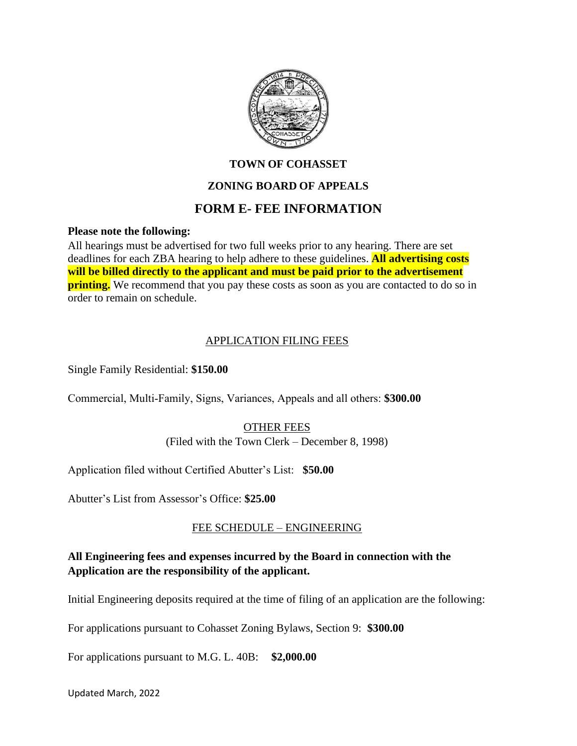# TOWN OF COHASSET

## ZONING BOARD OF APPEALS

## FORM E- FEE INFORMATION

**Please note the following:**

All hearings must be advertised for two full weeks prior to any hearing. There are set deadlines for each ZBA hearing to help adhere to these guidelines. **All advertising costs will be billed directly to the applicant and must be paid prior to the advertisement printing.** We recommend that you pay these costs as soon as you are contacted to do so in order to remain on schedule.

### APPLICATION FILING FEES

Single Family Residential: **$150.00**

Commercial, Multi-Family, Signs, Variances, Appeals and all others: **$300.00**

### OTHER FEES

(Filed with the Town Clerk – December 8, 1998)

Application filed without Certified Abutter's List: **$50.00**

Abutter's List from Assessor's Office: **$25.00**

### FEE SCHEDULE – ENGINEERING

**All Engineering fees and expenses incurred by the Board in connection with the Application are the responsibility of the applicant.**

Initial Engineering deposits required at the time of filing of an application are the following:

For applications pursuant to Cohasset Zoning Bylaws, Section 9: **$300.00**

For applications pursuant to M.G. L. 40B: **$2,000.00**

Updated March, 2022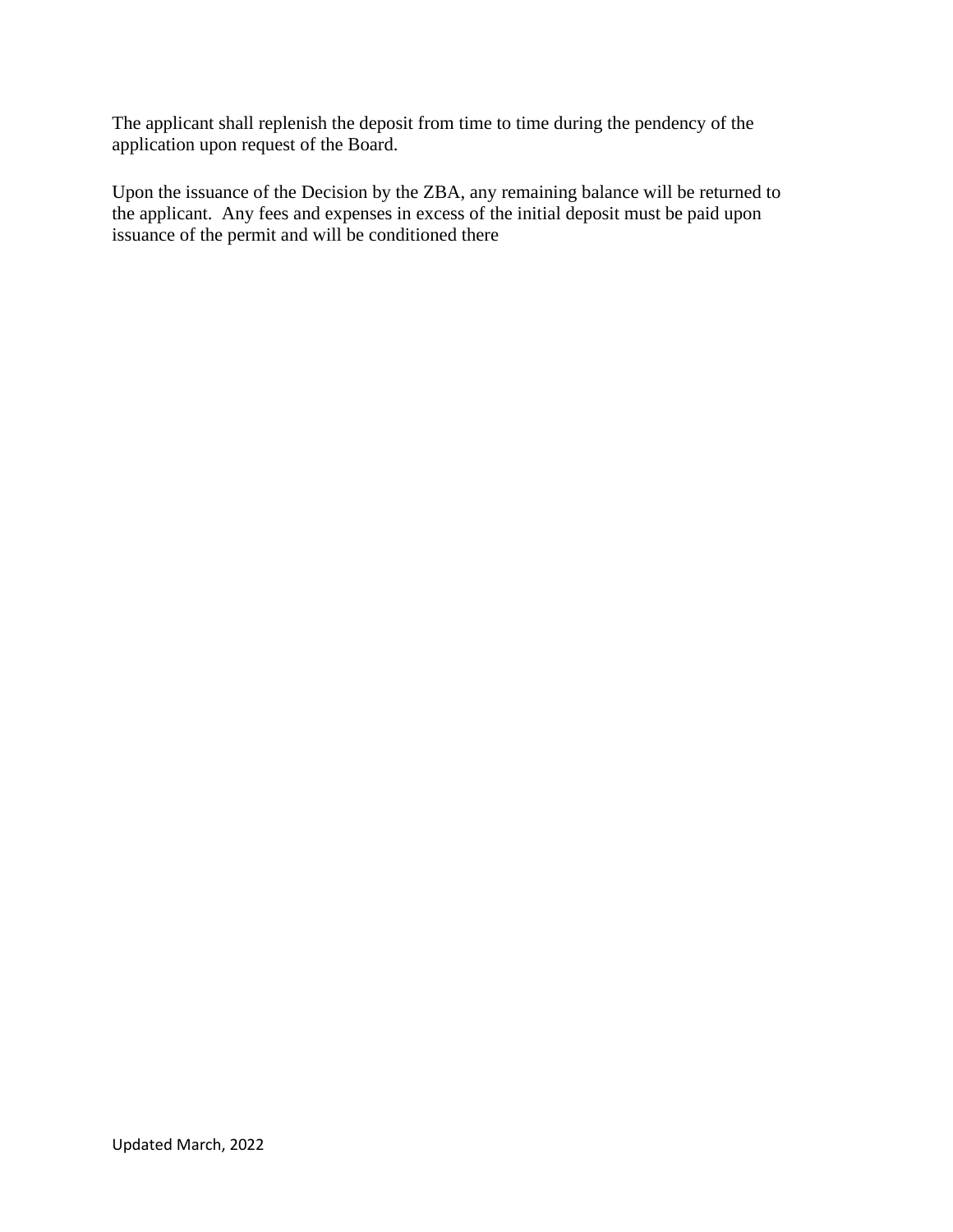The applicant shall replenish the deposit from time to time during the pendency of the application upon request of the Board.

Upon the issuance of the Decision by the ZBA, any remaining balance will be returned to the applicant. Any fees and expenses in excess of the initial deposit must be paid upon issuance of the permit and will be conditioned there

Updated March, 2022